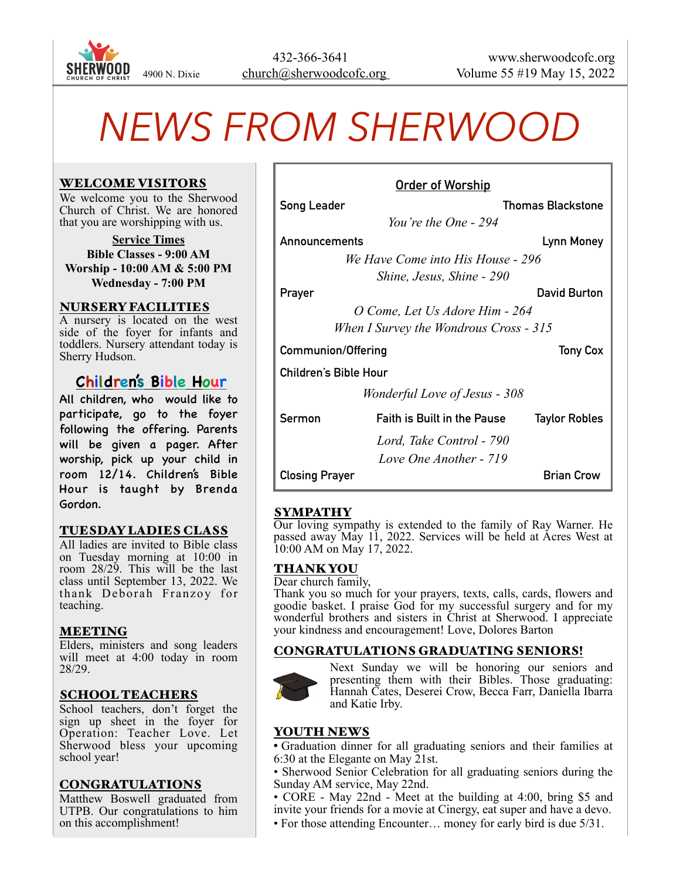SHERWOOD CHURCH OF CHRIST 4900 N. Dixie

432-366-3641
church@sherwoodcofc.org

www.sherwoodcofc.org
Volume 55 #19 May 15, 2022

# NEWS FROM SHERWOOD

## WELCOME VISITORS

We welcome you to the Sherwood Church of Christ. We are honored that you are worshipping with us.

**Service Times**
**Bible Classes - 9:00 AM**
**Worship - 10:00 AM & 5:00 PM**
**Wednesday - 7:00 PM**

## NURSERY FACILITIES

A nursery is located on the west side of the foyer for infants and toddlers. Nursery attendant today is Sherry Hudson.

## Children's Bible Hour

All children, who would like to participate, go to the foyer following the offering. Parents will be given a pager. After worship, pick up your child in room 12/14. Children's Bible Hour is taught by Brenda Gordon.

## TUESDAY LADIES CLASS

All ladies are invited to Bible class on Tuesday morning at 10:00 in room 28/29. This will be the last class until September 13, 2022. We thank Deborah Franzoy for teaching.

## MEETING

Elders, ministers and song leaders will meet at 4:00 today in room 28/29.

## SCHOOL TEACHERS

School teachers, don't forget the sign up sheet in the foyer for Operation: Teacher Love. Let Sherwood bless your upcoming school year!

## CONGRATULATIONS

Matthew Boswell graduated from UTPB. Our congratulations to him on this accomplishment!

## Order of Worship

| | | |
|---|---|---|
| Song Leader | | Thomas Blackstone |
| | *You're the One - 294* | |
| Announcements | | Lynn Money |
| | *We Have Come into His House - 296* | |
| | *Shine, Jesus, Shine - 290* | |
| Prayer | | David Burton |
| | *O Come, Let Us Adore Him - 264* | |
| | *When I Survey the Wondrous Cross - 315* | |
| Communion/Offering | | Tony Cox |
| Children's Bible Hour | | |
| | *Wonderful Love of Jesus - 308* | |
| Sermon | Faith is Built in the Pause | Taylor Robles |
| | *Lord, Take Control - 790* | |
| | *Love One Another - 719* | |
| Closing Prayer | | Brian Crow |

## SYMPATHY

Our loving sympathy is extended to the family of Ray Warner. He passed away May 11, 2022. Services will be held at Acres West at 10:00 AM on May 17, 2022.

## THANK YOU

Dear church family,
Thank you so much for your prayers, texts, calls, cards, flowers and goodie basket. I praise God for my successful surgery and for my wonderful brothers and sisters in Christ at Sherwood. I appreciate your kindness and encouragement! Love, Dolores Barton

## CONGRATULATIONS GRADUATING SENIORS!

Next Sunday we will be honoring our seniors and presenting them with their Bibles. Those graduating: Hannah Cates, Deserei Crow, Becca Farr, Daniella Ibarra and Katie Irby.

## YOUTH NEWS

- Graduation dinner for all graduating seniors and their families at 6:30 at the Elegante on May 21st.
- Sherwood Senior Celebration for all graduating seniors during the Sunday AM service, May 22nd.
- CORE - May 22nd - Meet at the building at 4:00, bring $5 and invite your friends for a movie at Cinergy, eat super and have a devo.
- For those attending Encounter… money for early bird is due 5/31.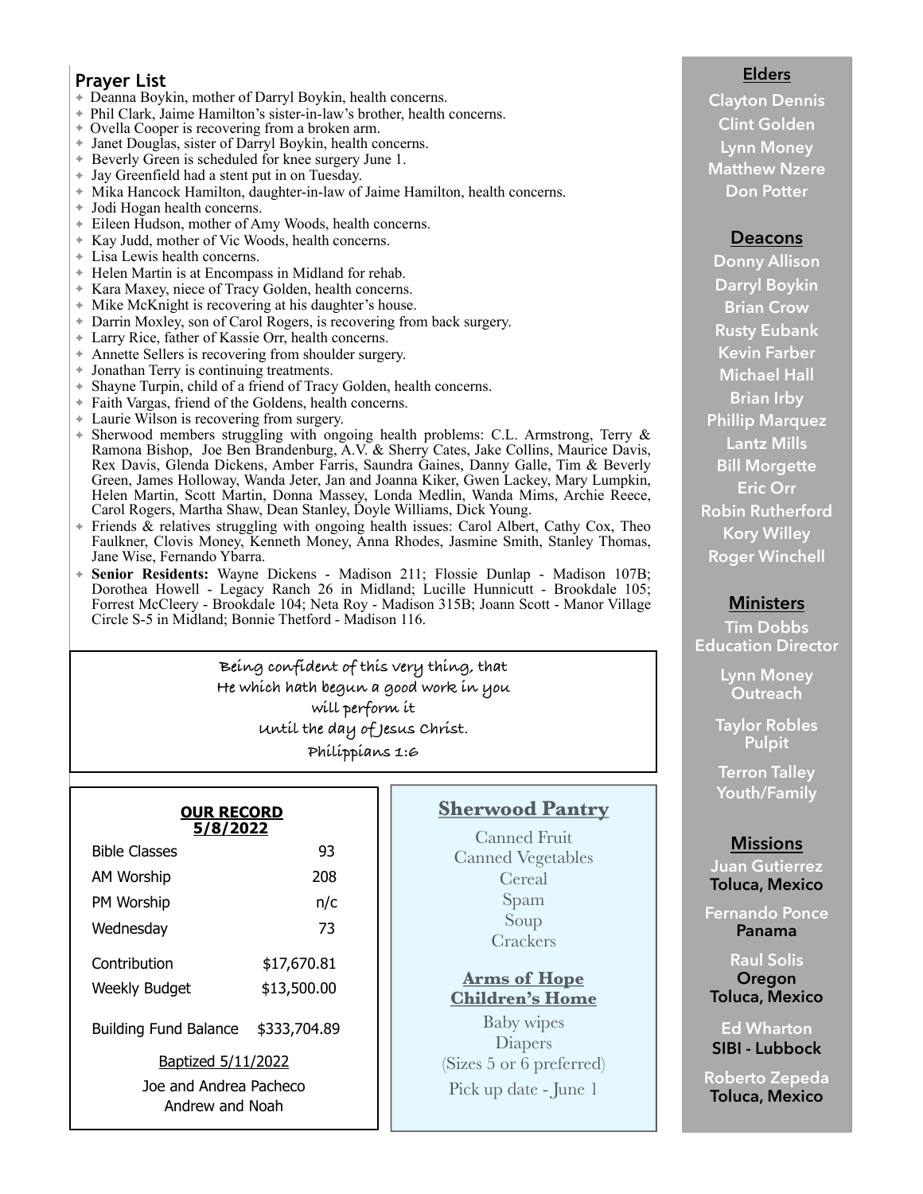## Prayer List

- Deanna Boykin, mother of Darryl Boykin, health concerns.
- Phil Clark, Jaime Hamilton's sister-in-law's brother, health concerns.
- Ovella Cooper is recovering from a broken arm.
- Janet Douglas, sister of Darryl Boykin, health concerns.
- Beverly Green is scheduled for knee surgery June 1.
- Jay Greenfield had a stent put in on Tuesday.
- Mika Hancock Hamilton, daughter-in-law of Jaime Hamilton, health concerns.
- Jodi Hogan health concerns.
- Eileen Hudson, mother of Amy Woods, health concerns.
- Kay Judd, mother of Vic Woods, health concerns.
- Lisa Lewis health concerns.
- Helen Martin is at Encompass in Midland for rehab.
- Kara Maxey, niece of Tracy Golden, health concerns.
- Mike McKnight is recovering at his daughter's house.
- Darrin Moxley, son of Carol Rogers, is recovering from back surgery.
- Larry Rice, father of Kassie Orr, health concerns.
- Annette Sellers is recovering from shoulder surgery.
- Jonathan Terry is continuing treatments.
- Shayne Turpin, child of a friend of Tracy Golden, health concerns.
- Faith Vargas, friend of the Goldens, health concerns.
- Laurie Wilson is recovering from surgery.
- Sherwood members struggling with ongoing health problems: C.L. Armstrong, Terry & Ramona Bishop, Joe Ben Brandenburg, A.V. & Sherry Cates, Jake Collins, Maurice Davis, Rex Davis, Glenda Dickens, Amber Farris, Saundra Gaines, Danny Galle, Tim & Beverly Green, James Holloway, Wanda Jeter, Jan and Joanna Kiker, Gwen Lackey, Mary Lumpkin, Helen Martin, Scott Martin, Donna Massey, Londa Medlin, Wanda Mims, Archie Reece, Carol Rogers, Martha Shaw, Dean Stanley, Doyle Williams, Dick Young.
- Friends & relatives struggling with ongoing health issues: Carol Albert, Cathy Cox, Theo Faulkner, Clovis Money, Kenneth Money, Anna Rhodes, Jasmine Smith, Stanley Thomas, Jane Wise, Fernando Ybarra.
- **Senior Residents:** Wayne Dickens - Madison 211; Flossie Dunlap - Madison 107B; Dorothea Howell - Legacy Ranch 26 in Midland; Lucille Hunnicutt - Brookdale 105; Forrest McCleery - Brookdale 104; Neta Roy - Madison 315B; Joann Scott - Manor Village Circle S-5 in Midland; Bonnie Thetford - Madison 116.

Being confident of this very thing, that
He which hath begun a good work in you
will perform it
Until the day of Jesus Christ.
Philippians 1:6

**OUR RECORD**
**5/8/2022**

| | |
|---|---|
| Bible Classes | 93 |
| AM Worship | 208 |
| PM Worship | n/c |
| Wednesday | 73 |
| Contribution | $17,670.81 |
| Weekly Budget | $13,500.00 |
| Building Fund Balance | $333,704.89 |

Baptized 5/11/2022

Joe and Andrea Pacheco
Andrew and Noah

## Sherwood Pantry

Canned Fruit
Canned Vegetables
Cereal
Spam
Soup
Crackers

### Arms of Hope Children's Home

Baby wipes
Diapers
(Sizes 5 or 6 preferred)
Pick up date - June 1

### Elders

Clayton Dennis
Clint Golden
Lynn Money
Matthew Nzere
Don Potter

### Deacons

Donny Allison
Darryl Boykin
Brian Crow
Rusty Eubank
Kevin Farber
Michael Hall
Brian Irby
Phillip Marquez
Lantz Mills
Bill Morgette
Eric Orr
Robin Rutherford
Kory Willey
Roger Winchell

### Ministers

Tim Dobbs
Education Director

Lynn Money
Outreach

Taylor Robles
Pulpit

Terron Talley
Youth/Family

### Missions

Juan Gutierrez
Toluca, Mexico

Fernando Ponce
Panama

Raul Solis
Oregon
Toluca, Mexico

Ed Wharton
SIBI - Lubbock

Roberto Zepeda
Toluca, Mexico